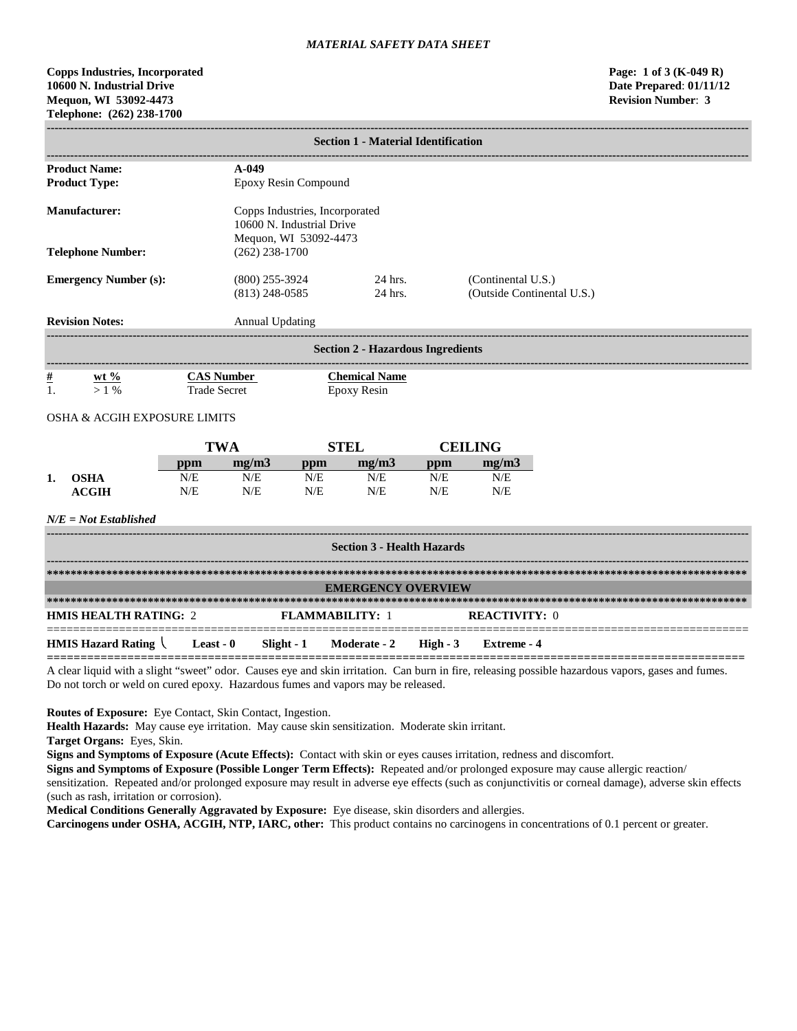*MATERIAL SAFETY DATA SHEET*

**Copps Industries, Incorporated**
**10600 N. Industrial Drive**
**Mequon, WI 53092-4473**
**Telephone: (262) 238-1700**

**Page: 1 of 3 (K-049 R)**
**Date Prepared: 01/11/12**
**Revision Number: 3**

## Section 1 - Material Identification

**Product Name:** **A-049**

**Product Type:** Epoxy Resin Compound

**Manufacturer:** Copps Industries, Incorporated
10600 N. Industrial Drive
Mequon, WI 53092-4473

**Telephone Number:** (262) 238-1700

**Emergency Number (s):**

| | | |
|---|---|---|
| (800) 255-3924 | 24 hrs. | (Continental U.S.) |
| (813) 248-0585 | 24 hrs. | (Outside Continental U.S.) |

**Revision Notes:** Annual Updating

## Section 2 - Hazardous Ingredients

| # | wt % | CAS Number | Chemical Name |
|---|---|---|---|
| 1. | > 1 % | Trade Secret | Epoxy Resin |

OSHA & ACGIH EXPOSURE LIMITS

| | | TWA | | STEL | | CEILING | |
|---|---|---|---|---|---|---|---|
| | | ppm | mg/m3 | ppm | mg/m3 | ppm | mg/m3 |
| 1. | OSHA | N/E | N/E | N/E | N/E | N/E | N/E |
| | ACGIH | N/E | N/E | N/E | N/E | N/E | N/E |

*N/E = Not Established*

## Section 3 - Health Hazards

### EMERGENCY OVERVIEW

**HMIS HEALTH RATING:** 2 **FLAMMABILITY:** 1 **REACTIVITY:** 0

**HMIS Hazard Rating** **Least - 0** **Slight - 1** **Moderate - 2** **High - 3** **Extreme - 4**

A clear liquid with a slight "sweet" odor. Causes eye and skin irritation. Can burn in fire, releasing possible hazardous vapors, gases and fumes. Do not torch or weld on cured epoxy. Hazardous fumes and vapors may be released.

**Routes of Exposure:** Eye Contact, Skin Contact, Ingestion.

**Health Hazards:** May cause eye irritation. May cause skin sensitization. Moderate skin irritant.

**Target Organs:** Eyes, Skin.

**Signs and Symptoms of Exposure (Acute Effects):** Contact with skin or eyes causes irritation, redness and discomfort.

**Signs and Symptoms of Exposure (Possible Longer Term Effects):** Repeated and/or prolonged exposure may cause allergic reaction/ sensitization. Repeated and/or prolonged exposure may result in adverse eye effects (such as conjunctivitis or corneal damage), adverse skin effects (such as rash, irritation or corrosion).

**Medical Conditions Generally Aggravated by Exposure:** Eye disease, skin disorders and allergies.

**Carcinogens under OSHA, ACGIH, NTP, IARC, other:** This product contains no carcinogens in concentrations of 0.1 percent or greater.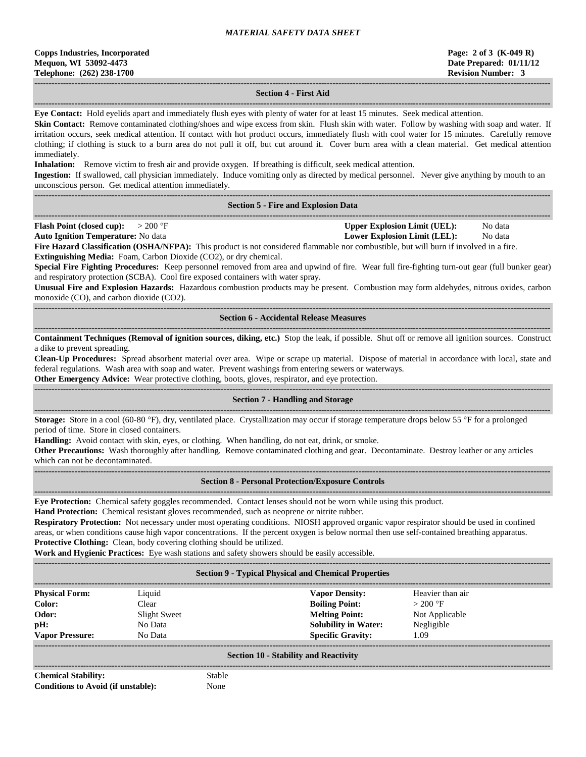## Section 4 - First Aid

**Eye Contact:** Hold eyelids apart and immediately flush eyes with plenty of water for at least 15 minutes. Seek medical attention.

**Skin Contact:** Remove contaminated clothing/shoes and wipe excess from skin. Flush skin with water. Follow by washing with soap and water. If irritation occurs, seek medical attention. If contact with hot product occurs, immediately flush with cool water for 15 minutes. Carefully remove clothing; if clothing is stuck to a burn area do not pull it off, but cut around it. Cover burn area with a clean material. Get medical attention immediately.

**Inhalation:** Remove victim to fresh air and provide oxygen. If breathing is difficult, seek medical attention.

**Ingestion:** If swallowed, call physician immediately. Induce vomiting only as directed by medical personnel. Never give anything by mouth to an unconscious person. Get medical attention immediately.

## Section 5 - Fire and Explosion Data

**Flash Point (closed cup):** > 200 °F

**Upper Explosion Limit (UEL):** No data

**Auto Ignition Temperature:** No data

**Lower Explosion Limit (LEL):** No data

**Fire Hazard Classification (OSHA/NFPA):** This product is not considered flammable nor combustible, but will burn if involved in a fire.

**Extinguishing Media:** Foam, Carbon Dioxide ($CO_2$), or dry chemical.

**Special Fire Fighting Procedures:** Keep personnel removed from area and upwind of fire. Wear full fire-fighting turn-out gear (full bunker gear) and respiratory protection (SCBA). Cool fire exposed containers with water spray.

**Unusual Fire and Explosion Hazards:** Hazardous combustion products may be present. Combustion may form aldehydes, nitrous oxides, carbon monoxide (CO), and carbon dioxide ($CO_2$).

## Section 6 - Accidental Release Measures

**Containment Techniques (Removal of ignition sources, diking, etc.)** Stop the leak, if possible. Shut off or remove all ignition sources. Construct a dike to prevent spreading.

**Clean-Up Procedures:** Spread absorbent material over area. Wipe or scrape up material. Dispose of material in accordance with local, state and federal regulations. Wash area with soap and water. Prevent washings from entering sewers or waterways.

**Other Emergency Advice:** Wear protective clothing, boots, gloves, respirator, and eye protection.

## Section 7 - Handling and Storage

**Storage:** Store in a cool (60-80 °F), dry, ventilated place. Crystallization may occur if storage temperature drops below 55 °F for a prolonged period of time. Store in closed containers.

**Handling:** Avoid contact with skin, eyes, or clothing. When handling, do not eat, drink, or smoke.

**Other Precautions:** Wash thoroughly after handling. Remove contaminated clothing and gear. Decontaminate. Destroy leather or any articles which can not be decontaminated.

## Section 8 - Personal Protection/Exposure Controls

**Eye Protection:** Chemical safety goggles recommended. Contact lenses should not be worn while using this product.

**Hand Protection:** Chemical resistant gloves recommended, such as neoprene or nitrite rubber.

**Respiratory Protection:** Not necessary under most operating conditions. NIOSH approved organic vapor respirator should be used in confined areas, or when conditions cause high vapor concentrations. If the percent oxygen is below normal then use self-contained breathing apparatus.

**Protective Clothing:** Clean, body covering clothing should be utilized.

**Work and Hygienic Practices:** Eye wash stations and safety showers should be easily accessible.

## Section 9 - Typical Physical and Chemical Properties

| | | | |
|---|---|---|---|
| **Physical Form:** | Liquid | **Vapor Density:** | Heavier than air |
| **Color:** | Clear | **Boiling Point:** | > 200 °F |
| **Odor:** | Slight Sweet | **Melting Point:** | Not Applicable |
| **pH:** | No Data | **Solubility in Water:** | Negligible |
| **Vapor Pressure:** | No Data | **Specific Gravity:** | 1.09 |

## Section 10 - Stability and Reactivity

**Chemical Stability:** Stable

**Conditions to Avoid (if unstable):** None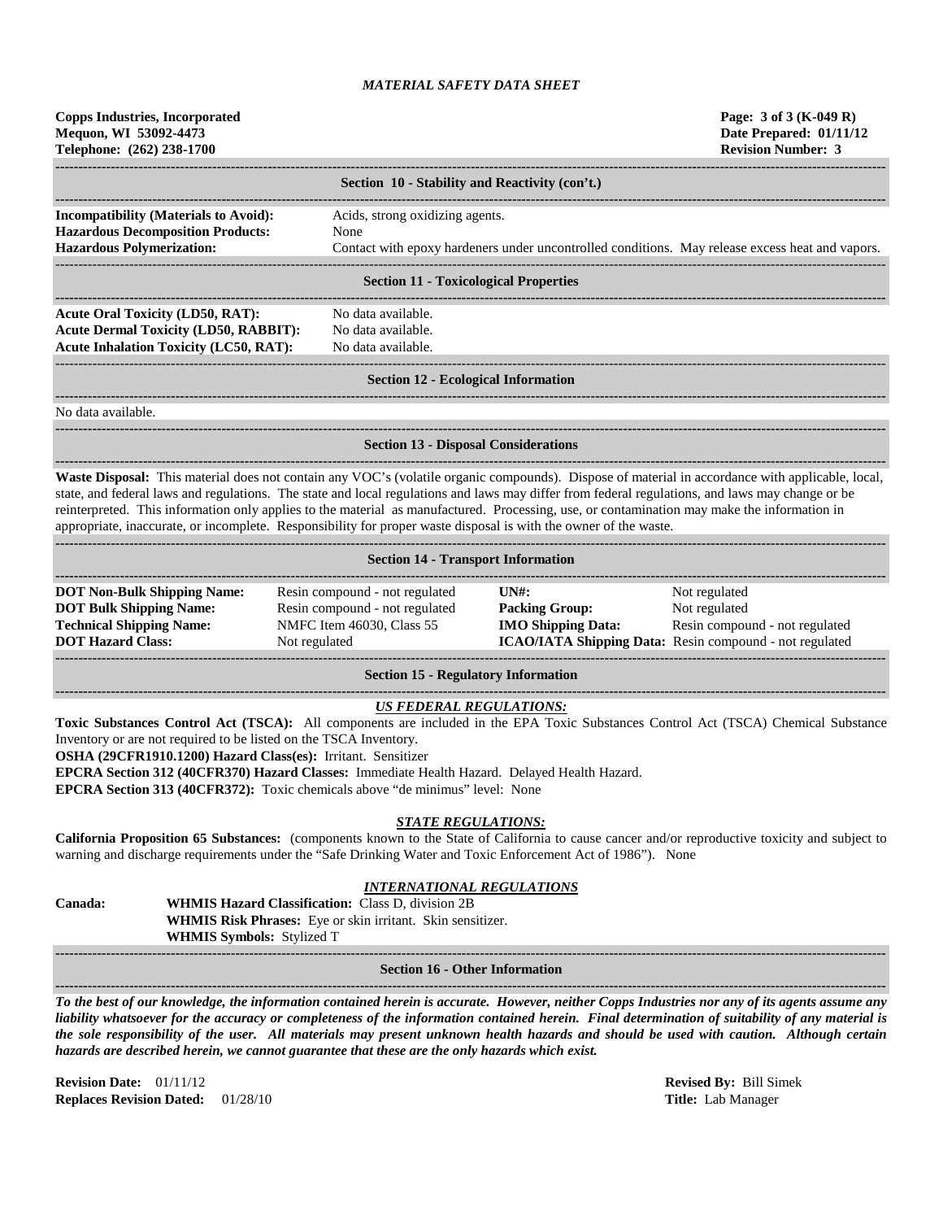# MATERIAL SAFETY DATA SHEET

**Copps Industries, Incorporated**
**Mequon, WI 53092-4473**
**Telephone: (262) 238-1700**

**Page: 3 of 3 (K-049 R)**
**Date Prepared: 01/11/12**
**Revision Number: 3**

## Section 10 - Stability and Reactivity (con't.)

**Incompatibility (Materials to Avoid):** Acids, strong oxidizing agents.
**Hazardous Decomposition Products:** None
**Hazardous Polymerization:** Contact with epoxy hardeners under uncontrolled conditions. May release excess heat and vapors.

## Section 11 - Toxicological Properties

**Acute Oral Toxicity (LD50, RAT):** No data available.
**Acute Dermal Toxicity (LD50, RABBIT):** No data available.
**Acute Inhalation Toxicity (LC50, RAT):** No data available.

## Section 12 - Ecological Information

No data available.

## Section 13 - Disposal Considerations

**Waste Disposal:** This material does not contain any VOC's (volatile organic compounds). Dispose of material in accordance with applicable, local, state, and federal laws and regulations. The state and local regulations and laws may differ from federal regulations, and laws may change or be reinterpreted. This information only applies to the material as manufactured. Processing, use, or contamination may make the information in appropriate, inaccurate, or incomplete. Responsibility for proper waste disposal is with the owner of the waste.

## Section 14 - Transport Information

| | | | |
|---|---|---|---|
| **DOT Non-Bulk Shipping Name:** | Resin compound - not regulated | **UN#:** | Not regulated |
| **DOT Bulk Shipping Name:** | Resin compound - not regulated | **Packing Group:** | Not regulated |
| **Technical Shipping Name:** | NMFC Item 46030, Class 55 | **IMO Shipping Data:** | Resin compound - not regulated |
| **DOT Hazard Class:** | Not regulated | **ICAO/IATA Shipping Data:** | Resin compound - not regulated |

## Section 15 - Regulatory Information

### *US FEDERAL REGULATIONS:*

**Toxic Substances Control Act (TSCA):** All components are included in the EPA Toxic Substances Control Act (TSCA) Chemical Substance Inventory or are not required to be listed on the TSCA Inventory.
**OSHA (29CFR1910.1200) Hazard Class(es):** Irritant. Sensitizer
**EPCRA Section 312 (40CFR370) Hazard Classes:** Immediate Health Hazard. Delayed Health Hazard.
**EPCRA Section 313 (40CFR372):** Toxic chemicals above "de minimus" level: None

### *STATE REGULATIONS:*

**California Proposition 65 Substances:** (components known to the State of California to cause cancer and/or reproductive toxicity and subject to warning and discharge requirements under the "Safe Drinking Water and Toxic Enforcement Act of 1986"). None

### *INTERNATIONAL REGULATIONS*

**Canada:**
**WHMIS Hazard Classification:** Class D, division 2B
**WHMIS Risk Phrases:** Eye or skin irritant. Skin sensitizer.
**WHMIS Symbols:** Stylized T

## Section 16 - Other Information

***To the best of our knowledge, the information contained herein is accurate. However, neither Copps Industries nor any of its agents assume any liability whatsoever for the accuracy or completeness of the information contained herein. Final determination of suitability of any material is the sole responsibility of the user. All materials may present unknown health hazards and should be used with caution. Although certain hazards are described herein, we cannot guarantee that these are the only hazards which exist.***

**Revision Date:** 01/11/12
**Replaces Revision Dated:** 01/28/10

**Revised By:** Bill Simek
**Title:** Lab Manager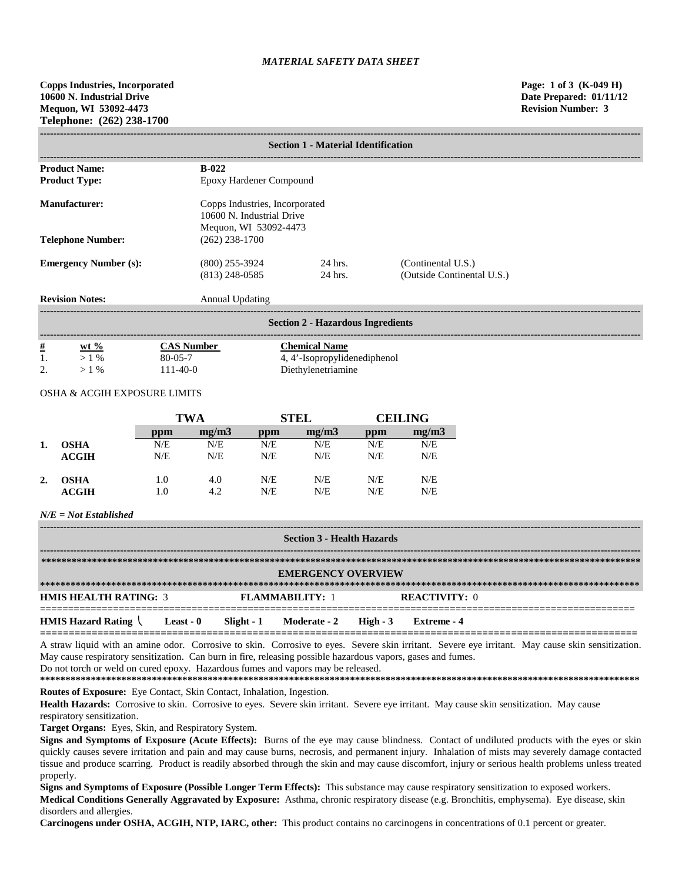*MATERIAL SAFETY DATA SHEET*

**Copps Industries, Incorporated**
**10600 N. Industrial Drive**
**Mequon, WI 53092-4473**
**Telephone: (262) 238-1700**

**Page: 1 of 3 (K-049 H)**
**Date Prepared: 01/11/12**
**Revision Number: 3**

## Section 1 - Material Identification

| | | | |
|---|---|---|---|
| **Product Name:** | **B-022** | | |
| **Product Type:** | Epoxy Hardener Compound | | |
| **Manufacturer:** | Copps Industries, Incorporated<br>10600 N. Industrial Drive<br>Mequon, WI 53092-4473 | | |
| **Telephone Number:** | (262) 238-1700 | | |
| **Emergency Number (s):** | (800) 255-3924 | 24 hrs. | (Continental U.S.) |
| | (813) 248-0585 | 24 hrs. | (Outside Continental U.S.) |
| **Revision Notes:** | Annual Updating | | |

## Section 2 - Hazardous Ingredients

| # | wt % | CAS Number | Chemical Name |
|---|---|---|---|
| 1. | > 1 % | 80-05-7 | 4, 4'-Isopropylidenediphenol |
| 2. | > 1 % | 111-40-0 | Diethylenetriamine |

OSHA & ACGIH EXPOSURE LIMITS

| | | TWA | | STEL | | CEILING | |
|---|---|---|---|---|---|---|---|
| | | ppm | mg/m3 | ppm | mg/m3 | ppm | mg/m3 |
| **1.** | **OSHA** | N/E | N/E | N/E | N/E | N/E | N/E |
| | **ACGIH** | N/E | N/E | N/E | N/E | N/E | N/E |
| **2.** | **OSHA** | 1.0 | 4.0 | N/E | N/E | N/E | N/E |
| | **ACGIH** | 1.0 | 4.2 | N/E | N/E | N/E | N/E |

***N/E = Not Established***

## Section 3 - Health Hazards

### EMERGENCY OVERVIEW

**HMIS HEALTH RATING:** 3 **FLAMMABILITY:** 1 **REACTIVITY:** 0

**HMIS Hazard Rating** **Least - 0** **Slight - 1** **Moderate - 2** **High - 3** **Extreme - 4**

A straw liquid with an amine odor. Corrosive to skin. Corrosive to eyes. Severe skin irritant. Severe eye irritant. May cause skin sensitization. May cause respiratory sensitization. Can burn in fire, releasing possible hazardous vapors, gases and fumes.
Do not torch or weld on cured epoxy. Hazardous fumes and vapors may be released.

**Routes of Exposure:** Eye Contact, Skin Contact, Inhalation, Ingestion.

**Health Hazards:** Corrosive to skin. Corrosive to eyes. Severe skin irritant. Severe eye irritant. May cause skin sensitization. May cause respiratory sensitization.

**Target Organs:** Eyes, Skin, and Respiratory System.

**Signs and Symptoms of Exposure (Acute Effects):** Burns of the eye may cause blindness. Contact of undiluted products with the eyes or skin quickly causes severe irritation and pain and may cause burns, necrosis, and permanent injury. Inhalation of mists may severely damage contacted tissue and produce scarring. Product is readily absorbed through the skin and may cause discomfort, injury or serious health problems unless treated properly.

**Signs and Symptoms of Exposure (Possible Longer Term Effects):** This substance may cause respiratory sensitization to exposed workers.

**Medical Conditions Generally Aggravated by Exposure:** Asthma, chronic respiratory disease (e.g. Bronchitis, emphysema). Eye disease, skin disorders and allergies.

**Carcinogens under OSHA, ACGIH, NTP, IARC, other:** This product contains no carcinogens in concentrations of 0.1 percent or greater.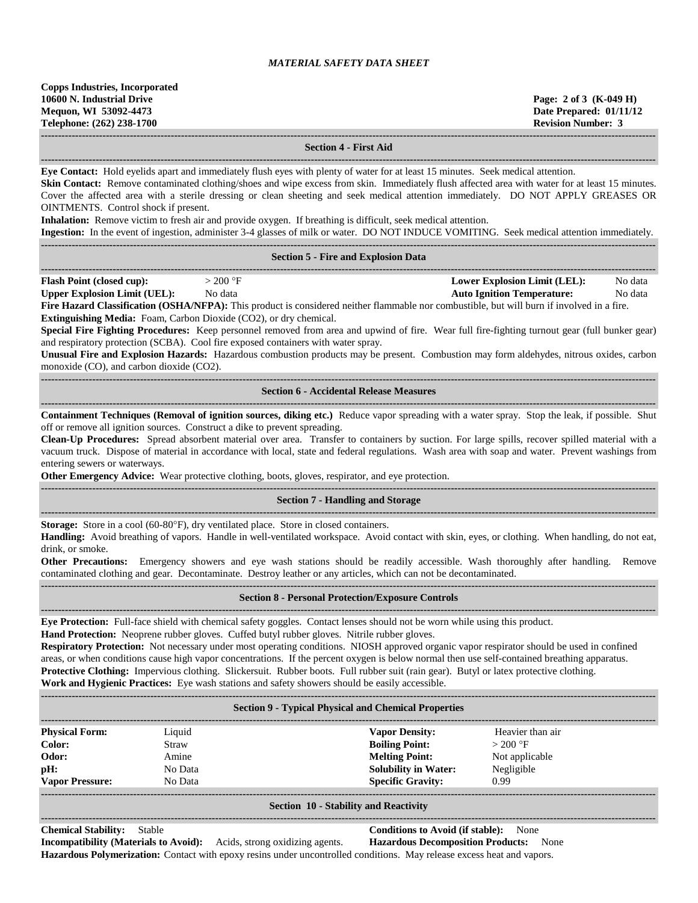*MATERIAL SAFETY DATA SHEET*

**Copps Industries, Incorporated**
**10600 N. Industrial Drive**
**Mequon, WI 53092-4473**
**Telephone: (262) 238-1700**

**Page: 2 of 3 (K-049 H)**
**Date Prepared: 01/11/12**
**Revision Number: 3**

## Section 4 - First Aid

**Eye Contact:** Hold eyelids apart and immediately flush eyes with plenty of water for at least 15 minutes. Seek medical attention.
**Skin Contact:** Remove contaminated clothing/shoes and wipe excess from skin. Immediately flush affected area with water for at least 15 minutes. Cover the affected area with a sterile dressing or clean sheeting and seek medical attention immediately. DO NOT APPLY GREASES OR OINTMENTS. Control shock if present.
**Inhalation:** Remove victim to fresh air and provide oxygen. If breathing is difficult, seek medical attention.
**Ingestion:** In the event of ingestion, administer 3-4 glasses of milk or water. DO NOT INDUCE VOMITING. Seek medical attention immediately.

## Section 5 - Fire and Explosion Data

| | | | |
|---|---|---|---|
| **Flash Point (closed cup):** | > 200 °F | **Lower Explosion Limit (LEL):** | No data |
| **Upper Explosion Limit (UEL):** | No data | **Auto Ignition Temperature:** | No data |

**Fire Hazard Classification (OSHA/NFPA):** This product is considered neither flammable nor combustible, but will burn if involved in a fire.
**Extinguishing Media:** Foam, Carbon Dioxide ($CO_2$), or dry chemical.
**Special Fire Fighting Procedures:** Keep personnel removed from area and upwind of fire. Wear full fire-fighting turnout gear (full bunker gear) and respiratory protection (SCBA). Cool fire exposed containers with water spray.
**Unusual Fire and Explosion Hazards:** Hazardous combustion products may be present. Combustion may form aldehydes, nitrous oxides, carbon monoxide (CO), and carbon dioxide ($CO_2$).

## Section 6 - Accidental Release Measures

**Containment Techniques (Removal of ignition sources, diking etc.)** Reduce vapor spreading with a water spray. Stop the leak, if possible. Shut off or remove all ignition sources. Construct a dike to prevent spreading.
**Clean-Up Procedures:** Spread absorbent material over area. Transfer to containers by suction. For large spills, recover spilled material with a vacuum truck. Dispose of material in accordance with local, state and federal regulations. Wash area with soap and water. Prevent washings from entering sewers or waterways.
**Other Emergency Advice:** Wear protective clothing, boots, gloves, respirator, and eye protection.

## Section 7 - Handling and Storage

**Storage:** Store in a cool (60-80°F), dry ventilated place. Store in closed containers.
**Handling:** Avoid breathing of vapors. Handle in well-ventilated workspace. Avoid contact with skin, eyes, or clothing. When handling, do not eat, drink, or smoke.
**Other Precautions:** Emergency showers and eye wash stations should be readily accessible. Wash thoroughly after handling. Remove contaminated clothing and gear. Decontaminate. Destroy leather or any articles, which can not be decontaminated.

## Section 8 - Personal Protection/Exposure Controls

**Eye Protection:** Full-face shield with chemical safety goggles. Contact lenses should not be worn while using this product.
**Hand Protection:** Neoprene rubber gloves. Cuffed butyl rubber gloves. Nitrile rubber gloves.
**Respiratory Protection:** Not necessary under most operating conditions. NIOSH approved organic vapor respirator should be used in confined areas, or when conditions cause high vapor concentrations. If the percent oxygen is below normal then use self-contained breathing apparatus.
**Protective Clothing:** Impervious clothing. Slickersuit. Rubber boots. Full rubber suit (rain gear). Butyl or latex protective clothing.
**Work and Hygienic Practices:** Eye wash stations and safety showers should be easily accessible.

## Section 9 - Typical Physical and Chemical Properties

| | | | |
|---|---|---|---|
| **Physical Form:** | Liquid | **Vapor Density:** | Heavier than air |
| **Color:** | Straw | **Boiling Point:** | > 200 °F |
| **Odor:** | Amine | **Melting Point:** | Not applicable |
| **pH:** | No Data | **Solubility in Water:** | Negligible |
| **Vapor Pressure:** | No Data | **Specific Gravity:** | 0.99 |

## Section 10 - Stability and Reactivity

**Chemical Stability:** Stable
**Conditions to Avoid (if stable):** None
**Incompatibility (Materials to Avoid):** Acids, strong oxidizing agents.
**Hazardous Decomposition Products:** None
**Hazardous Polymerization:** Contact with epoxy resins under uncontrolled conditions. May release excess heat and vapors.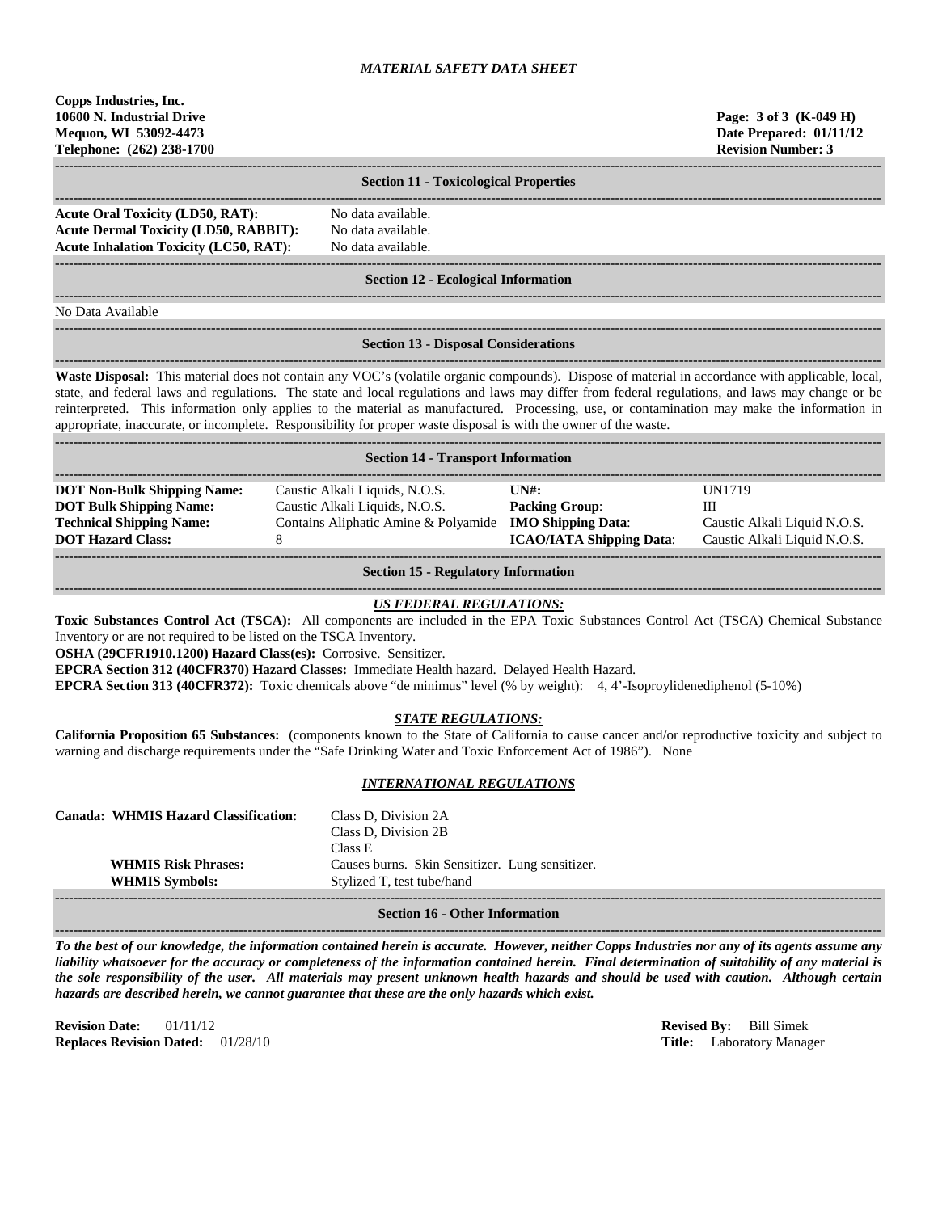## Section 11 - Toxicological Properties

| | |
|---|---|
| **Acute Oral Toxicity (LD50, RAT):** | No data available. |
| **Acute Dermal Toxicity (LD50, RABBIT):** | No data available. |
| **Acute Inhalation Toxicity (LC50, RAT):** | No data available. |

## Section 12 - Ecological Information

No Data Available

## Section 13 - Disposal Considerations

**Waste Disposal:** This material does not contain any VOC's (volatile organic compounds). Dispose of material in accordance with applicable, local, state, and federal laws and regulations. The state and local regulations and laws may differ from federal regulations, and laws may change or be reinterpreted. This information only applies to the material as manufactured. Processing, use, or contamination may make the information in appropriate, inaccurate, or incomplete. Responsibility for proper waste disposal is with the owner of the waste.

## Section 14 - Transport Information

| | | | |
|---|---|---|---|
| **DOT Non-Bulk Shipping Name:** | Caustic Alkali Liquids, N.O.S. | **UN#:** | UN1719 |
| **DOT Bulk Shipping Name:** | Caustic Alkali Liquids, N.O.S. | **Packing Group:** | III |
| **Technical Shipping Name:** | Contains Aliphatic Amine & Polyamide | **IMO Shipping Data:** | Caustic Alkali Liquid N.O.S. |
| **DOT Hazard Class:** | 8 | **ICAO/IATA Shipping Data:** | Caustic Alkali Liquid N.O.S. |

## Section 15 - Regulatory Information

### *US FEDERAL REGULATIONS:*

**Toxic Substances Control Act (TSCA):** All components are included in the EPA Toxic Substances Control Act (TSCA) Chemical Substance Inventory or are not required to be listed on the TSCA Inventory.

**OSHA (29CFR1910.1200) Hazard Class(es):** Corrosive. Sensitizer.

**EPCRA Section 312 (40CFR370) Hazard Classes:** Immediate Health hazard. Delayed Health Hazard.

**EPCRA Section 313 (40CFR372):** Toxic chemicals above "de minimus" level (% by weight): 4, 4'-Isoproylidenediphenol (5-10%)

### *STATE REGULATIONS:*

**California Proposition 65 Substances:** (components known to the State of California to cause cancer and/or reproductive toxicity and subject to warning and discharge requirements under the "Safe Drinking Water and Toxic Enforcement Act of 1986"). None

### *INTERNATIONAL REGULATIONS*

| | |
|---|---|
| **Canada: WHMIS Hazard Classification:** | Class D, Division 2A<br>Class D, Division 2B<br>Class E |
| **WHMIS Risk Phrases:** | Causes burns. Skin Sensitizer. Lung sensitizer. |
| **WHMIS Symbols:** | Stylized T, test tube/hand |

## Section 16 - Other Information

***To the best of our knowledge, the information contained herein is accurate. However, neither Copps Industries nor any of its agents assume any liability whatsoever for the accuracy or completeness of the information contained herein. Final determination of suitability of any material is the sole responsibility of the user. All materials may present unknown health hazards and should be used with caution. Although certain hazards are described herein, we cannot guarantee that these are the only hazards which exist.***

**Revision Date:** 01/11/12
**Replaces Revision Dated:** 01/28/10

**Revised By:** Bill Simek
**Title:** Laboratory Manager